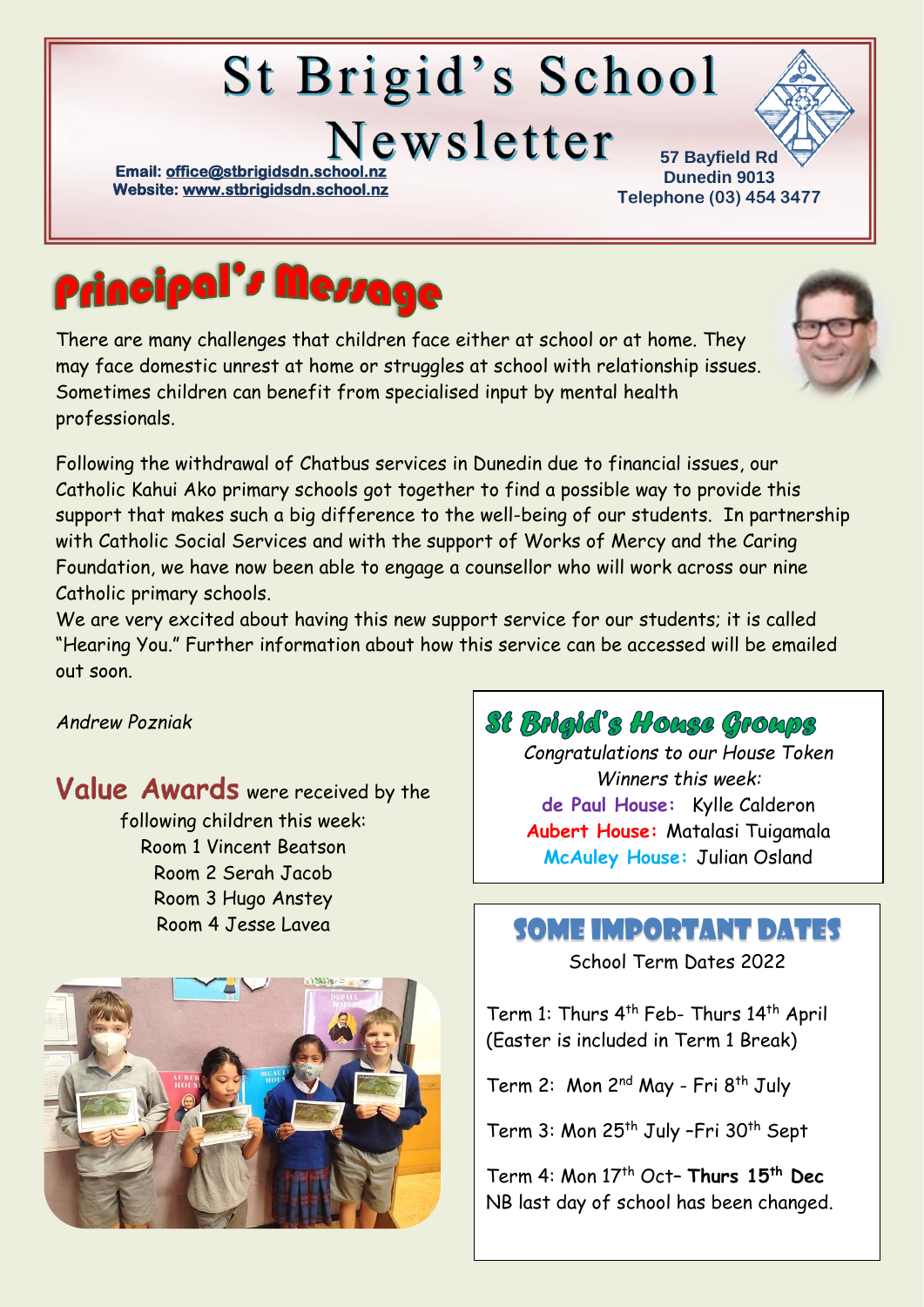# St Brigid's School Newsletter

**Email: office@stbrigidsdn.school.nz**
**Website: www.stbrigidsdn.school.nz**

**57 Bayfield Rd**
**Dunedin 9013**
**Telephone (03) 454 3477**

## Principal's Message

There are many challenges that children face either at school or at home. They may face domestic unrest at home or struggles at school with relationship issues. Sometimes children can benefit from specialised input by mental health professionals.

Following the withdrawal of Chatbus services in Dunedin due to financial issues, our Catholic Kahui Ako primary schools got together to find a possible way to provide this support that makes such a big difference to the well-being of our students. In partnership with Catholic Social Services and with the support of Works of Mercy and the Caring Foundation, we have now been able to engage a counsellor who will work across our nine Catholic primary schools.

We are very excited about having this new support service for our students; it is called "Hearing You." Further information about how this service can be accessed will be emailed out soon.

*Andrew Pozniak*

**Value Awards** were received by the following children this week:

Room 1 Vincent Beatson
Room 2 Serah Jacob
Room 3 Hugo Anstey
Room 4 Jesse Lavea

## St Brigid's House Groups

*Congratulations to our House Token Winners this week:*

**de Paul House:** Kylle Calderon
**Aubert House:** Matalasi Tuigamala
**McAuley House:** Julian Osland

## Some Important Dates

School Term Dates 2022

Term 1: Thurs 4th Feb- Thurs 14th April
(Easter is included in Term 1 Break)

Term 2: Mon 2nd May - Fri 8th July

Term 3: Mon 25th July –Fri 30th Sept

Term 4: Mon 17th Oct– **Thurs 15th Dec**
NB last day of school has been changed.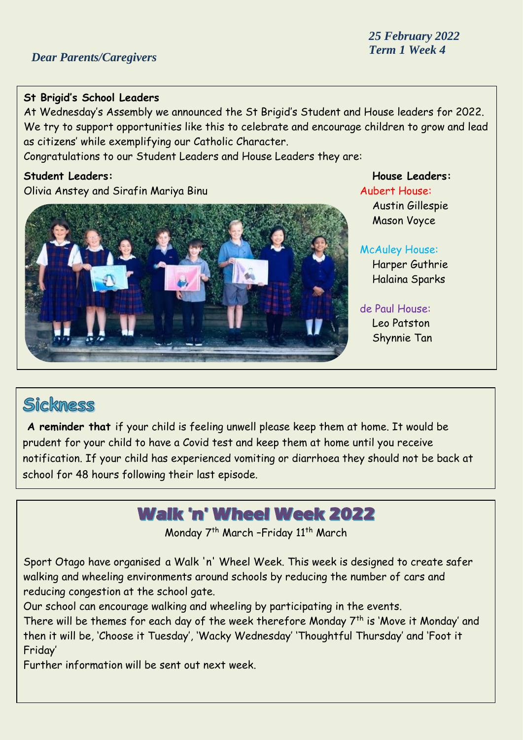*25 February 2022*
*Term 1 Week 4*

*Dear Parents/Caregivers*

**St Brigid's School Leaders**

At Wednesday's Assembly we announced the St Brigid's Student and House leaders for 2022. We try to support opportunities like this to celebrate and encourage children to grow and lead as citizens' while exemplifying our Catholic Character.

Congratulations to our Student Leaders and House Leaders they are:

**Student Leaders:**

Olivia Anstey and Sirafin Mariya Binu

**House Leaders:**

Aubert House:
- Austin Gillespie
- Mason Voyce

McAuley House:
- Harper Guthrie
- Halaina Sparks

de Paul House:
- Leo Patston
- Shynnie Tan

## Sickness

**A reminder that** if your child is feeling unwell please keep them at home. It would be prudent for your child to have a Covid test and keep them at home until you receive notification. If your child has experienced vomiting or diarrhoea they should not be back at school for 48 hours following their last episode.

## Walk 'n' Wheel Week 2022

Monday 7th March –Friday 11th March

Sport Otago have organised a Walk 'n' Wheel Week. This week is designed to create safer walking and wheeling environments around schools by reducing the number of cars and reducing congestion at the school gate.

Our school can encourage walking and wheeling by participating in the events.

There will be themes for each day of the week therefore Monday 7th is 'Move it Monday' and then it will be, 'Choose it Tuesday', 'Wacky Wednesday' 'Thoughtful Thursday' and 'Foot it Friday'

Further information will be sent out next week.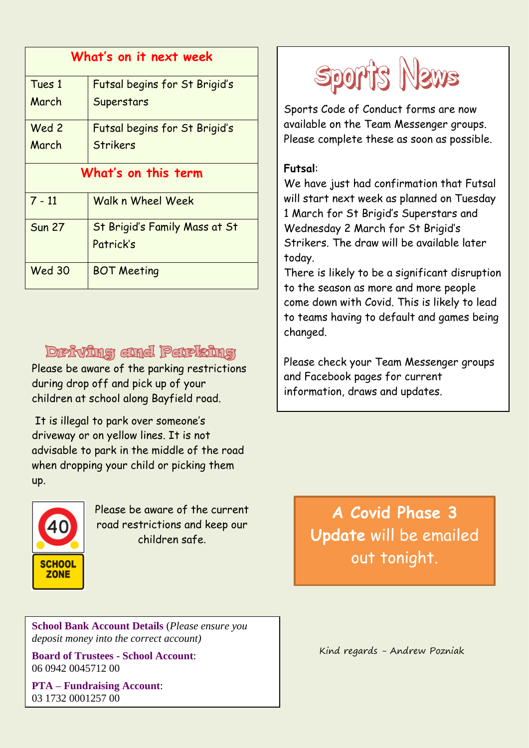| What's on it next week | |
|---|---|
| Tues 1 March | Futsal begins for St Brigid's Superstars |
| Wed 2 March | Futsal begins for St Brigid's Strikers |
| **What's on this term** | |
| 7 - 11 | Walk n Wheel Week |
| Sun 27 | St Brigid's Family Mass at St Patrick's |
| Wed 30 | BOT Meeting |

## Driving and Parking

Please be aware of the parking restrictions during drop off and pick up of your children at school along Bayfield road.

It is illegal to park over someone's driveway or on yellow lines. It is not advisable to park in the middle of the road when dropping your child or picking them up.

Please be aware of the current road restrictions and keep our children safe.

**School Bank Account Details** (*Please ensure you deposit money into the correct account)*

**Board of Trustees - School Account**: 06 0942 0045712 00

**PTA – Fundraising Account**: 03 1732 0001257 00

## Sports News

Sports Code of Conduct forms are now available on the Team Messenger groups. Please complete these as soon as possible.

**Futsal**:
We have just had confirmation that Futsal will start next week as planned on Tuesday 1 March for St Brigid's Superstars and Wednesday 2 March for St Brigid's Strikers. The draw will be available later today.
There is likely to be a significant disruption to the season as more and more people come down with Covid. This is likely to lead to teams having to default and games being changed.

Please check your Team Messenger groups and Facebook pages for current information, draws and updates.

**A Covid Phase 3 Update** will be emailed out tonight.

Kind regards – Andrew Pozniak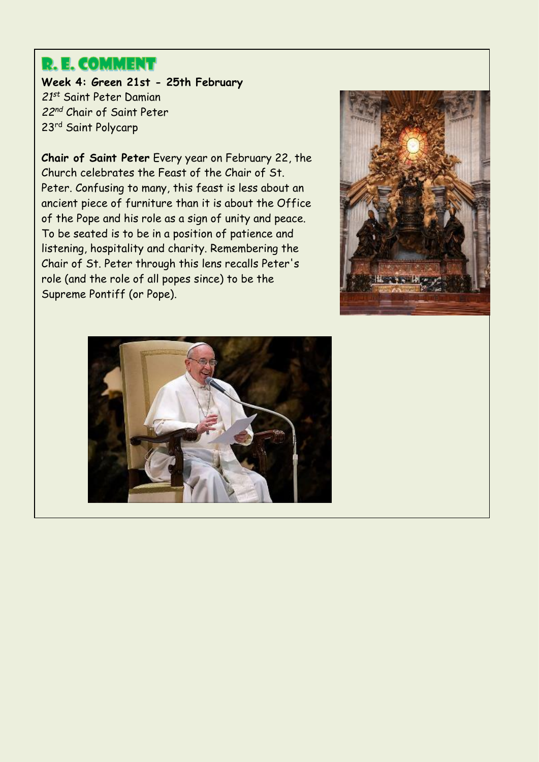## R. E. COMMENT

**Week 4: Green 21st - 25th February**

*21st* Saint Peter Damian
*22nd* Chair of Saint Peter
23rd Saint Polycarp

**Chair of Saint Peter** Every year on February 22, the Church celebrates the Feast of the Chair of St. Peter. Confusing to many, this feast is less about an ancient piece of furniture than it is about the Office of the Pope and his role as a sign of unity and peace. To be seated is to be in a position of patience and listening, hospitality and charity. Remembering the Chair of St. Peter through this lens recalls Peter's role (and the role of all popes since) to be the Supreme Pontiff (or Pope).